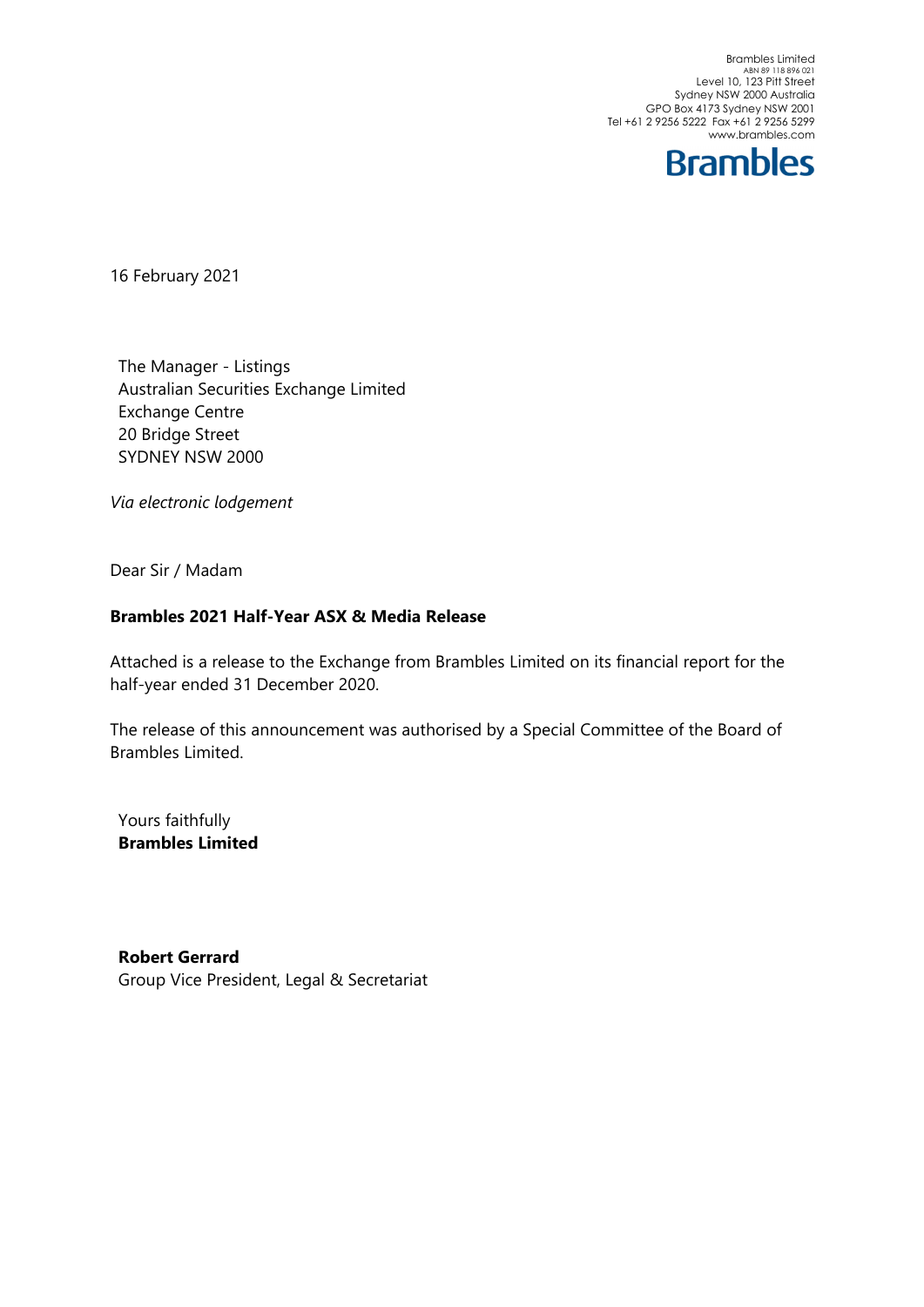Brambles Limited
ABN 89 118 896 021
Level 10, 123 Pitt Street
Sydney NSW 2000 Australia
GPO Box 4173 Sydney NSW 2001
Tel +61 2 9256 5222 Fax +61 2 9256 5299
www.brambles.com

**Brambles**

16 February 2021

The Manager - Listings
Australian Securities Exchange Limited
Exchange Centre
20 Bridge Street
SYDNEY NSW 2000

*Via electronic lodgement*

Dear Sir / Madam

**Brambles 2021 Half-Year ASX & Media Release**

Attached is a release to the Exchange from Brambles Limited on its financial report for the half-year ended 31 December 2020.

The release of this announcement was authorised by a Special Committee of the Board of Brambles Limited.

Yours faithfully
**Brambles Limited**

**Robert Gerrard**
Group Vice President, Legal & Secretariat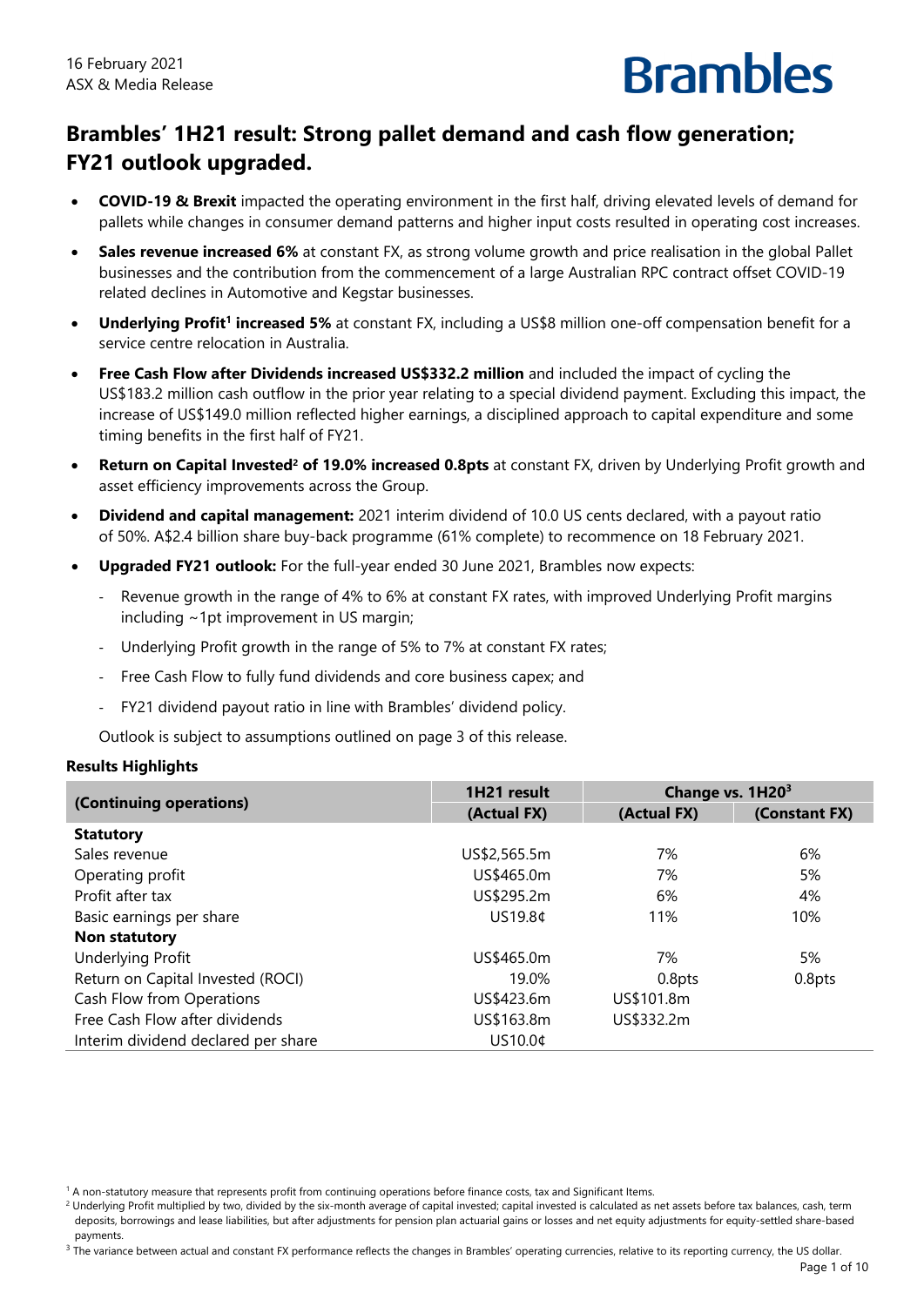16 February 2021
ASX & Media Release

Brambles

# Brambles' 1H21 result: Strong pallet demand and cash flow generation; FY21 outlook upgraded.

- **COVID-19 & Brexit** impacted the operating environment in the first half, driving elevated levels of demand for pallets while changes in consumer demand patterns and higher input costs resulted in operating cost increases.
- **Sales revenue increased 6%** at constant FX, as strong volume growth and price realisation in the global Pallet businesses and the contribution from the commencement of a large Australian RPC contract offset COVID-19 related declines in Automotive and Kegstar businesses.
- **Underlying Profit[1] increased 5%** at constant FX, including a US$8 million one-off compensation benefit for a service centre relocation in Australia.
- **Free Cash Flow after Dividends increased US$332.2 million** and included the impact of cycling the US$183.2 million cash outflow in the prior year relating to a special dividend payment. Excluding this impact, the increase of US$149.0 million reflected higher earnings, a disciplined approach to capital expenditure and some timing benefits in the first half of FY21.
- **Return on Capital Invested[2] of 19.0% increased 0.8pts** at constant FX, driven by Underlying Profit growth and asset efficiency improvements across the Group.
- **Dividend and capital management:** 2021 interim dividend of 10.0 US cents declared, with a payout ratio of 50%. A$2.4 billion share buy-back programme (61% complete) to recommence on 18 February 2021.
- **Upgraded FY21 outlook:** For the full-year ended 30 June 2021, Brambles now expects:
  - Revenue growth in the range of 4% to 6% at constant FX rates, with improved Underlying Profit margins including ~1pt improvement in US margin;
  - Underlying Profit growth in the range of 5% to 7% at constant FX rates;
  - Free Cash Flow to fully fund dividends and core business capex; and
  - FY21 dividend payout ratio in line with Brambles' dividend policy.

  Outlook is subject to assumptions outlined on page 3 of this release.

**Results Highlights**

| (Continuing operations) | 1H21 result | Change vs. 1H20[3] | |
|---|---|---|---|
| | (Actual FX) | (Actual FX) | (Constant FX) |
| **Statutory** | | | |
| Sales revenue | US$2,565.5m | 7% | 6% |
| Operating profit | US$465.0m | 7% | 5% |
| Profit after tax | US$295.2m | 6% | 4% |
| Basic earnings per share | US19.8¢ | 11% | 10% |
| **Non statutory** | | | |
| Underlying Profit | US$465.0m | 7% | 5% |
| Return on Capital Invested (ROCI) | 19.0% | 0.8pts | 0.8pts |
| Cash Flow from Operations | US$423.6m | US$101.8m | |
| Free Cash Flow after dividends | US$163.8m | US$332.2m | |
| Interim dividend declared per share | US10.0¢ | | |

[1] A non-statutory measure that represents profit from continuing operations before finance costs, tax and Significant Items.

[2] Underlying Profit multiplied by two, divided by the six-month average of capital invested; capital invested is calculated as net assets before tax balances, cash, term deposits, borrowings and lease liabilities, but after adjustments for pension plan actuarial gains or losses and net equity adjustments for equity-settled share-based payments.

[3] The variance between actual and constant FX performance reflects the changes in Brambles' operating currencies, relative to its reporting currency, the US dollar.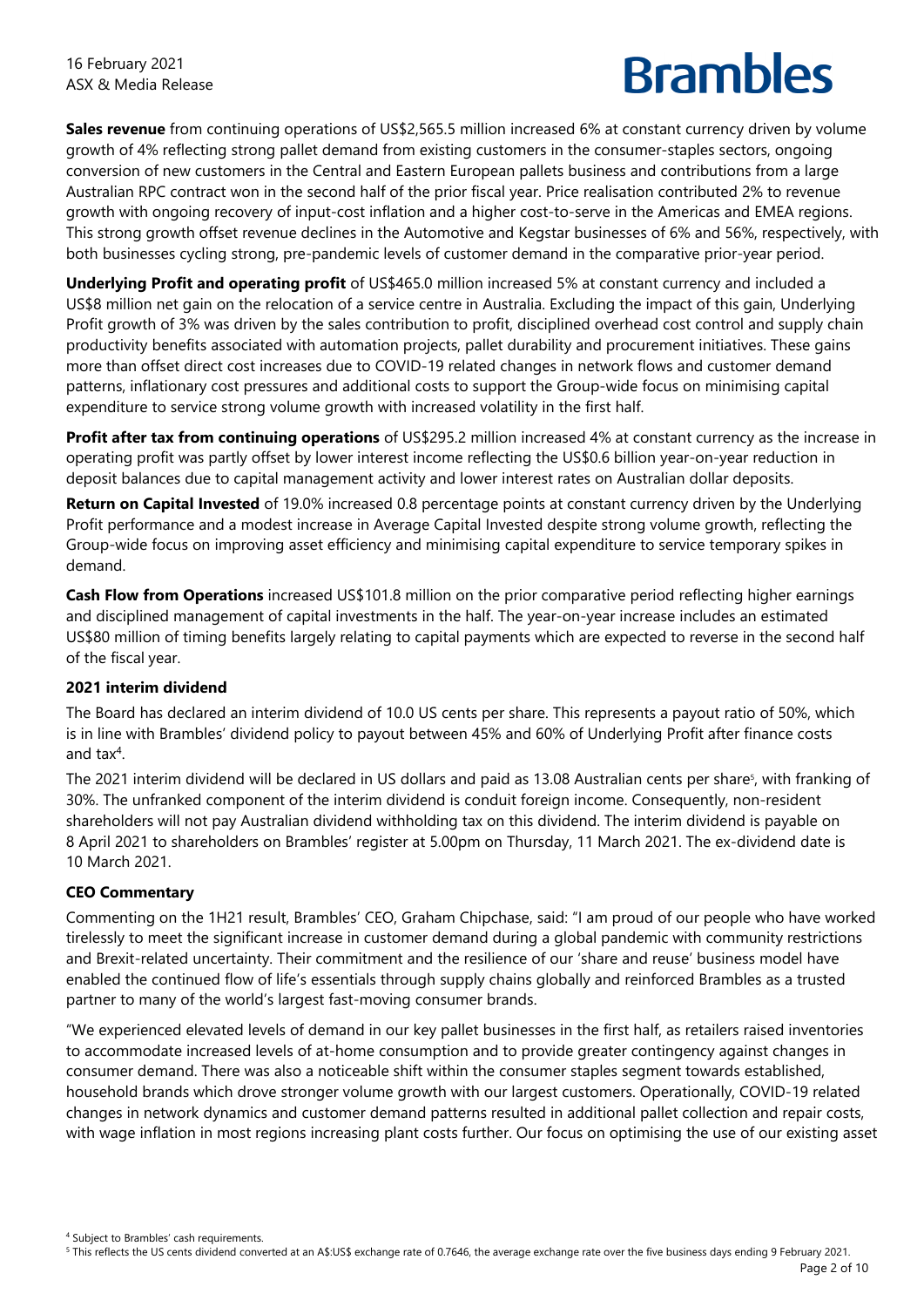**Sales revenue** from continuing operations of US$2,565.5 million increased 6% at constant currency driven by volume growth of 4% reflecting strong pallet demand from existing customers in the consumer-staples sectors, ongoing conversion of new customers in the Central and Eastern European pallets business and contributions from a large Australian RPC contract won in the second half of the prior fiscal year. Price realisation contributed 2% to revenue growth with ongoing recovery of input-cost inflation and a higher cost-to-serve in the Americas and EMEA regions. This strong growth offset revenue declines in the Automotive and Kegstar businesses of 6% and 56%, respectively, with both businesses cycling strong, pre-pandemic levels of customer demand in the comparative prior-year period.

**Underlying Profit and operating profit** of US$465.0 million increased 5% at constant currency and included a US$8 million net gain on the relocation of a service centre in Australia. Excluding the impact of this gain, Underlying Profit growth of 3% was driven by the sales contribution to profit, disciplined overhead cost control and supply chain productivity benefits associated with automation projects, pallet durability and procurement initiatives. These gains more than offset direct cost increases due to COVID-19 related changes in network flows and customer demand patterns, inflationary cost pressures and additional costs to support the Group-wide focus on minimising capital expenditure to service strong volume growth with increased volatility in the first half.

**Profit after tax from continuing operations** of US$295.2 million increased 4% at constant currency as the increase in operating profit was partly offset by lower interest income reflecting the US$0.6 billion year-on-year reduction in deposit balances due to capital management activity and lower interest rates on Australian dollar deposits.

**Return on Capital Invested** of 19.0% increased 0.8 percentage points at constant currency driven by the Underlying Profit performance and a modest increase in Average Capital Invested despite strong volume growth, reflecting the Group-wide focus on improving asset efficiency and minimising capital expenditure to service temporary spikes in demand.

**Cash Flow from Operations** increased US$101.8 million on the prior comparative period reflecting higher earnings and disciplined management of capital investments in the half. The year-on-year increase includes an estimated US$80 million of timing benefits largely relating to capital payments which are expected to reverse in the second half of the fiscal year.

### 2021 interim dividend

The Board has declared an interim dividend of 10.0 US cents per share. This represents a payout ratio of 50%, which is in line with Brambles' dividend policy to payout between 45% and 60% of Underlying Profit after finance costs and tax[4].

The 2021 interim dividend will be declared in US dollars and paid as 13.08 Australian cents per share[5], with franking of 30%. The unfranked component of the interim dividend is conduit foreign income. Consequently, non-resident shareholders will not pay Australian dividend withholding tax on this dividend. The interim dividend is payable on 8 April 2021 to shareholders on Brambles' register at 5.00pm on Thursday, 11 March 2021. The ex-dividend date is 10 March 2021.

### CEO Commentary

Commenting on the 1H21 result, Brambles' CEO, Graham Chipchase, said: "I am proud of our people who have worked tirelessly to meet the significant increase in customer demand during a global pandemic with community restrictions and Brexit-related uncertainty. Their commitment and the resilience of our 'share and reuse' business model have enabled the continued flow of life's essentials through supply chains globally and reinforced Brambles as a trusted partner to many of the world's largest fast-moving consumer brands.

"We experienced elevated levels of demand in our key pallet businesses in the first half, as retailers raised inventories to accommodate increased levels of at-home consumption and to provide greater contingency against changes in consumer demand. There was also a noticeable shift within the consumer staples segment towards established, household brands which drove stronger volume growth with our largest customers. Operationally, COVID-19 related changes in network dynamics and customer demand patterns resulted in additional pallet collection and repair costs, with wage inflation in most regions increasing plant costs further. Our focus on optimising the use of our existing asset

[4] Subject to Brambles' cash requirements.

[5] This reflects the US cents dividend converted at an A$:US$ exchange rate of 0.7646, the average exchange rate over the five business days ending 9 February 2021.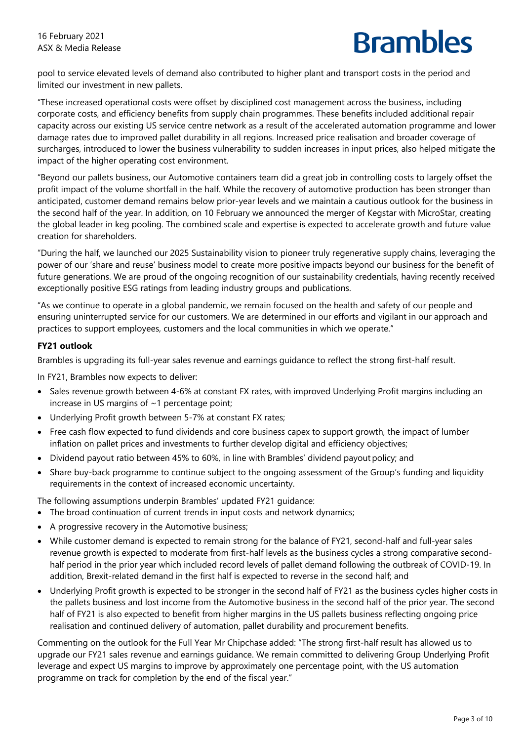pool to service elevated levels of demand also contributed to higher plant and transport costs in the period and limited our investment in new pallets.

"These increased operational costs were offset by disciplined cost management across the business, including corporate costs, and efficiency benefits from supply chain programmes. These benefits included additional repair capacity across our existing US service centre network as a result of the accelerated automation programme and lower damage rates due to improved pallet durability in all regions. Increased price realisation and broader coverage of surcharges, introduced to lower the business vulnerability to sudden increases in input prices, also helped mitigate the impact of the higher operating cost environment.

"Beyond our pallets business, our Automotive containers team did a great job in controlling costs to largely offset the profit impact of the volume shortfall in the half. While the recovery of automotive production has been stronger than anticipated, customer demand remains below prior-year levels and we maintain a cautious outlook for the business in the second half of the year. In addition, on 10 February we announced the merger of Kegstar with MicroStar, creating the global leader in keg pooling. The combined scale and expertise is expected to accelerate growth and future value creation for shareholders.

"During the half, we launched our 2025 Sustainability vision to pioneer truly regenerative supply chains, leveraging the power of our 'share and reuse' business model to create more positive impacts beyond our business for the benefit of future generations. We are proud of the ongoing recognition of our sustainability credentials, having recently received exceptionally positive ESG ratings from leading industry groups and publications.

"As we continue to operate in a global pandemic, we remain focused on the health and safety of our people and ensuring uninterrupted service for our customers. We are determined in our efforts and vigilant in our approach and practices to support employees, customers and the local communities in which we operate."

**FY21 outlook**

Brambles is upgrading its full-year sales revenue and earnings guidance to reflect the strong first-half result.

In FY21, Brambles now expects to deliver:

- Sales revenue growth between 4-6% at constant FX rates, with improved Underlying Profit margins including an increase in US margins of ~1 percentage point;
- Underlying Profit growth between 5-7% at constant FX rates;
- Free cash flow expected to fund dividends and core business capex to support growth, the impact of lumber inflation on pallet prices and investments to further develop digital and efficiency objectives;
- Dividend payout ratio between 45% to 60%, in line with Brambles' dividend payout policy; and
- Share buy-back programme to continue subject to the ongoing assessment of the Group's funding and liquidity requirements in the context of increased economic uncertainty.

The following assumptions underpin Brambles' updated FY21 guidance:

- The broad continuation of current trends in input costs and network dynamics;
- A progressive recovery in the Automotive business;
- While customer demand is expected to remain strong for the balance of FY21, second-half and full-year sales revenue growth is expected to moderate from first-half levels as the business cycles a strong comparative second-half period in the prior year which included record levels of pallet demand following the outbreak of COVID-19. In addition, Brexit-related demand in the first half is expected to reverse in the second half; and
- Underlying Profit growth is expected to be stronger in the second half of FY21 as the business cycles higher costs in the pallets business and lost income from the Automotive business in the second half of the prior year. The second half of FY21 is also expected to benefit from higher margins in the US pallets business reflecting ongoing price realisation and continued delivery of automation, pallet durability and procurement benefits.

Commenting on the outlook for the Full Year Mr Chipchase added: "The strong first-half result has allowed us to upgrade our FY21 sales revenue and earnings guidance. We remain committed to delivering Group Underlying Profit leverage and expect US margins to improve by approximately one percentage point, with the US automation programme on track for completion by the end of the fiscal year."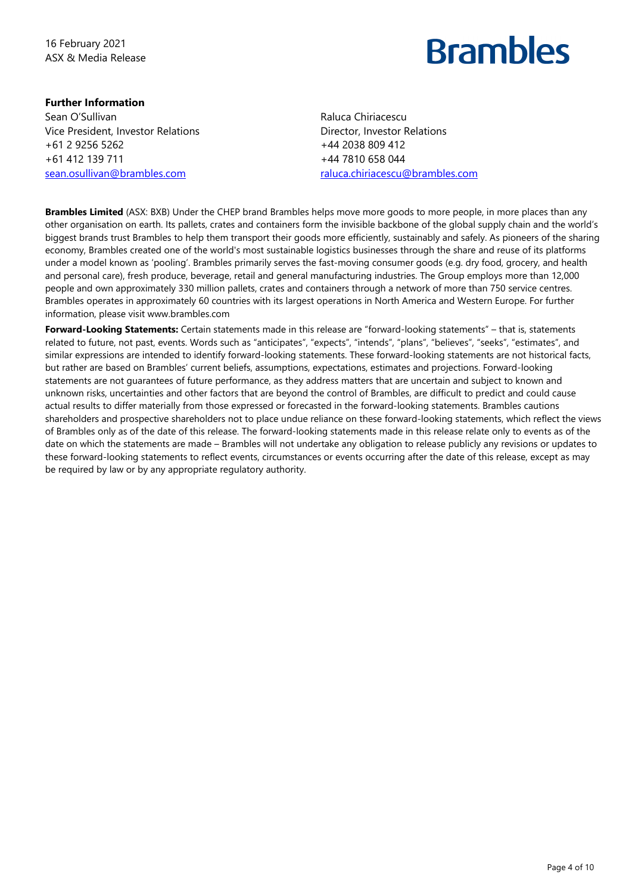16 February 2021
ASX & Media Release

**Further Information**

Sean O'Sullivan
Vice President, Investor Relations
+61 2 9256 5262
+61 412 139 711
sean.osullivan@brambles.com

Raluca Chiriacescu
Director, Investor Relations
+44 2038 809 412
+44 7810 658 044
raluca.chiriacescu@brambles.com

**Brambles Limited** (ASX: BXB) Under the CHEP brand Brambles helps move more goods to more people, in more places than any other organisation on earth. Its pallets, crates and containers form the invisible backbone of the global supply chain and the world's biggest brands trust Brambles to help them transport their goods more efficiently, sustainably and safely. As pioneers of the sharing economy, Brambles created one of the world's most sustainable logistics businesses through the share and reuse of its platforms under a model known as 'pooling'. Brambles primarily serves the fast-moving consumer goods (e.g. dry food, grocery, and health and personal care), fresh produce, beverage, retail and general manufacturing industries. The Group employs more than 12,000 people and own approximately 330 million pallets, crates and containers through a network of more than 750 service centres. Brambles operates in approximately 60 countries with its largest operations in North America and Western Europe. For further information, please visit www.brambles.com

**Forward-Looking Statements:** Certain statements made in this release are "forward-looking statements" – that is, statements related to future, not past, events. Words such as "anticipates", "expects", "intends", "plans", "believes", "seeks", "estimates", and similar expressions are intended to identify forward-looking statements. These forward-looking statements are not historical facts, but rather are based on Brambles' current beliefs, assumptions, expectations, estimates and projections. Forward-looking statements are not guarantees of future performance, as they address matters that are uncertain and subject to known and unknown risks, uncertainties and other factors that are beyond the control of Brambles, are difficult to predict and could cause actual results to differ materially from those expressed or forecasted in the forward-looking statements. Brambles cautions shareholders and prospective shareholders not to place undue reliance on these forward-looking statements, which reflect the views of Brambles only as of the date of this release. The forward-looking statements made in this release relate only to events as of the date on which the statements are made – Brambles will not undertake any obligation to release publicly any revisions or updates to these forward-looking statements to reflect events, circumstances or events occurring after the date of this release, except as may be required by law or by any appropriate regulatory authority.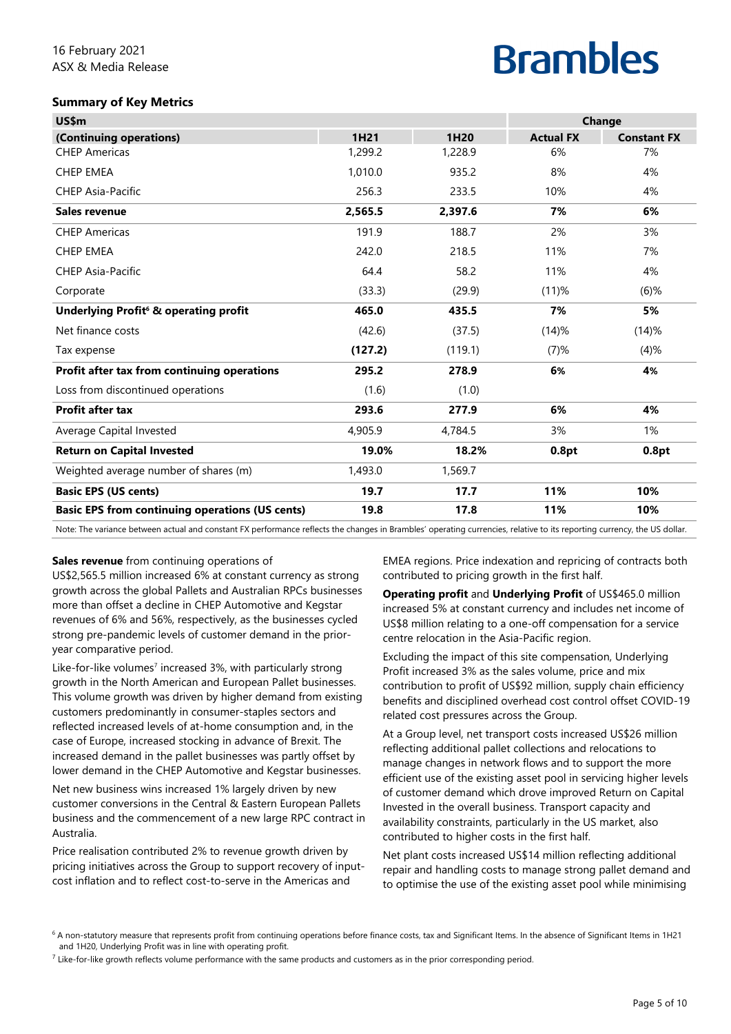## Summary of Key Metrics

| US$m | | | Change | |
|---|---|---|---|---|
| **(Continuing operations)** | **1H21** | **1H20** | **Actual FX** | **Constant FX** |
| CHEP Americas | 1,299.2 | 1,228.9 | 6% | 7% |
| CHEP EMEA | 1,010.0 | 935.2 | 8% | 4% |
| CHEP Asia-Pacific | 256.3 | 233.5 | 10% | 4% |
| **Sales revenue** | **2,565.5** | **2,397.6** | **7%** | **6%** |
| CHEP Americas | 191.9 | 188.7 | 2% | 3% |
| CHEP EMEA | 242.0 | 218.5 | 11% | 7% |
| CHEP Asia-Pacific | 64.4 | 58.2 | 11% | 4% |
| Corporate | (33.3) | (29.9) | (11)% | (6)% |
| **Underlying Profit[6] & operating profit** | **465.0** | **435.5** | **7%** | **5%** |
| Net finance costs | (42.6) | (37.5) | (14)% | (14)% |
| Tax expense | **(127.2)** | (119.1) | (7)% | (4)% |
| **Profit after tax from continuing operations** | **295.2** | **278.9** | **6%** | **4%** |
| Loss from discontinued operations | (1.6) | (1.0) | | |
| **Profit after tax** | **293.6** | **277.9** | **6%** | **4%** |
| Average Capital Invested | 4,905.9 | 4,784.5 | 3% | 1% |
| **Return on Capital Invested** | **19.0%** | **18.2%** | **0.8pt** | **0.8pt** |
| Weighted average number of shares (m) | 1,493.0 | 1,569.7 | | |
| **Basic EPS (US cents)** | **19.7** | **17.7** | **11%** | **10%** |
| **Basic EPS from continuing operations (US cents)** | **19.8** | **17.8** | **11%** | **10%** |

Note: The variance between actual and constant FX performance reflects the changes in Brambles' operating currencies, relative to its reporting currency, the US dollar.

**Sales revenue** from continuing operations of US$2,565.5 million increased 6% at constant currency as strong growth across the global Pallets and Australian RPCs businesses more than offset a decline in CHEP Automotive and Kegstar revenues of 6% and 56%, respectively, as the businesses cycled strong pre-pandemic levels of customer demand in the prior-year comparative period.

Like-for-like volumes[7] increased 3%, with particularly strong growth in the North American and European Pallet businesses. This volume growth was driven by higher demand from existing customers predominantly in consumer-staples sectors and reflected increased levels of at-home consumption and, in the case of Europe, increased stocking in advance of Brexit. The increased demand in the pallet businesses was partly offset by lower demand in the CHEP Automotive and Kegstar businesses.

Net new business wins increased 1% largely driven by new customer conversions in the Central & Eastern European Pallets business and the commencement of a new large RPC contract in Australia.

Price realisation contributed 2% to revenue growth driven by pricing initiatives across the Group to support recovery of input-cost inflation and to reflect cost-to-serve in the Americas and EMEA regions. Price indexation and repricing of contracts both contributed to pricing growth in the first half.

**Operating profit** and **Underlying Profit** of US$465.0 million increased 5% at constant currency and includes net income of US$8 million relating to a one-off compensation for a service centre relocation in the Asia-Pacific region.

Excluding the impact of this site compensation, Underlying Profit increased 3% as the sales volume, price and mix contribution to profit of US$92 million, supply chain efficiency benefits and disciplined overhead cost control offset COVID-19 related cost pressures across the Group.

At a Group level, net transport costs increased US$26 million reflecting additional pallet collections and relocations to manage changes in network flows and to support the more efficient use of the existing asset pool in servicing higher levels of customer demand which drove improved Return on Capital Invested in the overall business. Transport capacity and availability constraints, particularly in the US market, also contributed to higher costs in the first half.

Net plant costs increased US$14 million reflecting additional repair and handling costs to manage strong pallet demand and to optimise the use of the existing asset pool while minimising

[6] A non-statutory measure that represents profit from continuing operations before finance costs, tax and Significant Items. In the absence of Significant Items in 1H21 and 1H20, Underlying Profit was in line with operating profit.

[7] Like-for-like growth reflects volume performance with the same products and customers as in the prior corresponding period.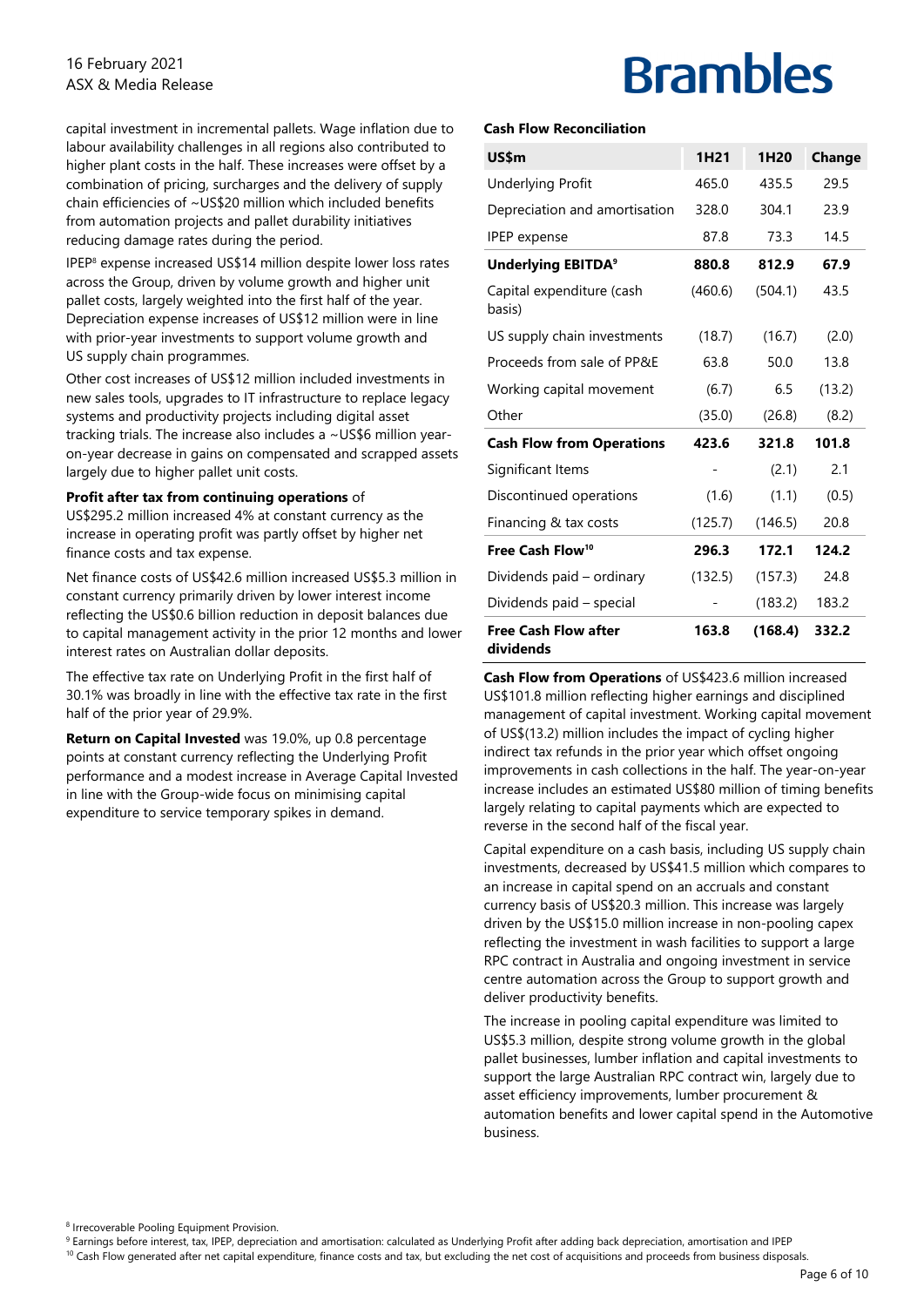capital investment in incremental pallets. Wage inflation due to labour availability challenges in all regions also contributed to higher plant costs in the half. These increases were offset by a combination of pricing, surcharges and the delivery of supply chain efficiencies of ~US$20 million which included benefits from automation projects and pallet durability initiatives reducing damage rates during the period.

IPEP[8] expense increased US$14 million despite lower loss rates across the Group, driven by volume growth and higher unit pallet costs, largely weighted into the first half of the year. Depreciation expense increases of US$12 million were in line with prior-year investments to support volume growth and US supply chain programmes.

Other cost increases of US$12 million included investments in new sales tools, upgrades to IT infrastructure to replace legacy systems and productivity projects including digital asset tracking trials. The increase also includes a ~US$6 million year-on-year decrease in gains on compensated and scrapped assets largely due to higher pallet unit costs.

**Profit after tax from continuing operations** of US$295.2 million increased 4% at constant currency as the increase in operating profit was partly offset by higher net finance costs and tax expense.

Net finance costs of US$42.6 million increased US$5.3 million in constant currency primarily driven by lower interest income reflecting the US$0.6 billion reduction in deposit balances due to capital management activity in the prior 12 months and lower interest rates on Australian dollar deposits.

The effective tax rate on Underlying Profit in the first half of 30.1% was broadly in line with the effective tax rate in the first half of the prior year of 29.9%.

**Return on Capital Invested** was 19.0%, up 0.8 percentage points at constant currency reflecting the Underlying Profit performance and a modest increase in Average Capital Invested in line with the Group-wide focus on minimising capital expenditure to service temporary spikes in demand.

**Cash Flow Reconciliation**

| US$m | 1H21 | 1H20 | Change |
|---|---|---|---|
| Underlying Profit | 465.0 | 435.5 | 29.5 |
| Depreciation and amortisation | 328.0 | 304.1 | 23.9 |
| IPEP expense | 87.8 | 73.3 | 14.5 |
| **Underlying EBITDA[9]** | **880.8** | **812.9** | **67.9** |
| Capital expenditure (cash basis) | (460.6) | (504.1) | 43.5 |
| US supply chain investments | (18.7) | (16.7) | (2.0) |
| Proceeds from sale of PP&E | 63.8 | 50.0 | 13.8 |
| Working capital movement | (6.7) | 6.5 | (13.2) |
| Other | (35.0) | (26.8) | (8.2) |
| **Cash Flow from Operations** | **423.6** | **321.8** | **101.8** |
| Significant Items | - | (2.1) | 2.1 |
| Discontinued operations | (1.6) | (1.1) | (0.5) |
| Financing & tax costs | (125.7) | (146.5) | 20.8 |
| **Free Cash Flow[10]** | **296.3** | **172.1** | **124.2** |
| Dividends paid – ordinary | (132.5) | (157.3) | 24.8 |
| Dividends paid – special | - | (183.2) | 183.2 |
| **Free Cash Flow after dividends** | **163.8** | **(168.4)** | **332.2** |

**Cash Flow from Operations** of US$423.6 million increased US$101.8 million reflecting higher earnings and disciplined management of capital investment. Working capital movement of US$(13.2) million includes the impact of cycling higher indirect tax refunds in the prior year which offset ongoing improvements in cash collections in the half. The year-on-year increase includes an estimated US$80 million of timing benefits largely relating to capital payments which are expected to reverse in the second half of the fiscal year.

Capital expenditure on a cash basis, including US supply chain investments, decreased by US$41.5 million which compares to an increase in capital spend on an accruals and constant currency basis of US$20.3 million. This increase was largely driven by the US$15.0 million increase in non-pooling capex reflecting the investment in wash facilities to support a large RPC contract in Australia and ongoing investment in service centre automation across the Group to support growth and deliver productivity benefits.

The increase in pooling capital expenditure was limited to US$5.3 million, despite strong volume growth in the global pallet businesses, lumber inflation and capital investments to support the large Australian RPC contract win, largely due to asset efficiency improvements, lumber procurement & automation benefits and lower capital spend in the Automotive business.

[8] Irrecoverable Pooling Equipment Provision.
[9] Earnings before interest, tax, IPEP, depreciation and amortisation: calculated as Underlying Profit after adding back depreciation, amortisation and IPEP
[10] Cash Flow generated after net capital expenditure, finance costs and tax, but excluding the net cost of acquisitions and proceeds from business disposals.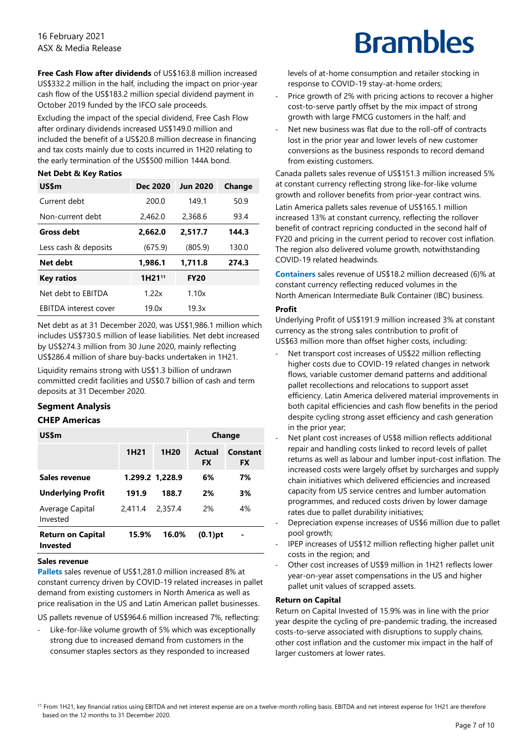**Free Cash Flow after dividends** of US$163.8 million increased US$332.2 million in the half, including the impact on prior-year cash flow of the US$183.2 million special dividend payment in October 2019 funded by the IFCO sale proceeds.

Excluding the impact of the special dividend, Free Cash Flow after ordinary dividends increased US$149.0 million and included the benefit of a US$20.8 million decrease in financing and tax costs mainly due to costs incurred in 1H20 relating to the early termination of the US$500 million 144A bond.

**Net Debt & Key Ratios**

| US$m | Dec 2020 | Jun 2020 | Change |
|---|---|---|---|
| Current debt | 200.0 | 149.1 | 50.9 |
| Non-current debt | 2,462.0 | 2,368.6 | 93.4 |
| **Gross debt** | **2,662.0** | **2,517.7** | **144.3** |
| Less cash & deposits | (675.9) | (805.9) | 130.0 |
| **Net debt** | **1,986.1** | **1,711.8** | **274.3** |
| **Key ratios** | **1H21[11]** | **FY20** | |
| Net debt to EBITDA | 1.22x | 1.10x | |
| EBITDA interest cover | 19.0x | 19.3x | |

Net debt as at 31 December 2020, was US$1,986.1 million which includes US$730.5 million of lease liabilities. Net debt increased by US$274.3 million from 30 June 2020, mainly reflecting US$286.4 million of share buy-backs undertaken in 1H21.

Liquidity remains strong with US$1.3 billion of undrawn committed credit facilities and US$0.7 billion of cash and term deposits at 31 December 2020.

## Segment Analysis

### CHEP Americas

| US$m | | | Change | |
|---|---|---|---|---|
| | 1H21 | 1H20 | Actual FX | Constant FX |
| **Sales revenue** | **1,299.2** | **1,228.9** | **6%** | **7%** |
| **Underlying Profit** | **191.9** | **188.7** | **2%** | **3%** |
| Average Capital Invested | 2,411.4 | 2,357.4 | 2% | 4% |
| **Return on Capital Invested** | **15.9%** | **16.0%** | **(0.1)pt** | **-** |

**Sales revenue**

**Pallets** sales revenue of US$1,281.0 million increased 8% at constant currency driven by COVID-19 related increases in pallet demand from existing customers in North America as well as price realisation in the US and Latin American pallet businesses.

US pallets revenue of US$964.6 million increased 7%, reflecting:

- Like-for-like volume growth of 5% which was exceptionally strong due to increased demand from customers in the consumer staples sectors as they responded to increased levels of at-home consumption and retailer stocking in response to COVID-19 stay-at-home orders;
- Price growth of 2% with pricing actions to recover a higher cost-to-serve partly offset by the mix impact of strong growth with large FMCG customers in the half; and
- Net new business was flat due to the roll-off of contracts lost in the prior year and lower levels of new customer conversions as the business responds to record demand from existing customers.

Canada pallets sales revenue of US$151.3 million increased 5% at constant currency reflecting strong like-for-like volume growth and rollover benefits from prior-year contract wins.

Latin America pallets sales revenue of US$165.1 million increased 13% at constant currency, reflecting the rollover benefit of contract repricing conducted in the second half of FY20 and pricing in the current period to recover cost inflation. The region also delivered volume growth, notwithstanding COVID-19 related headwinds.

**Containers** sales revenue of US$18.2 million decreased (6)% at constant currency reflecting reduced volumes in the North American Intermediate Bulk Container (IBC) business.

**Profit**

Underlying Profit of US$191.9 million increased 3% at constant currency as the strong sales contribution to profit of US$63 million more than offset higher costs, including:

- Net transport cost increases of US$22 million reflecting higher costs due to COVID-19 related changes in network flows, variable customer demand patterns and additional pallet recollections and relocations to support asset efficiency. Latin America delivered material improvements in both capital efficiencies and cash flow benefits in the period despite cycling strong asset efficiency and cash generation in the prior year;
- Net plant cost increases of US$8 million reflects additional repair and handling costs linked to record levels of pallet returns as well as labour and lumber input-cost inflation. The increased costs were largely offset by surcharges and supply chain initiatives which delivered efficiencies and increased capacity from US service centres and lumber automation programmes, and reduced costs driven by lower damage rates due to pallet durability initiatives;
- Depreciation expense increases of US$6 million due to pallet pool growth;
- IPEP increases of US$12 million reflecting higher pallet unit costs in the region; and
- Other cost increases of US$9 million in 1H21 reflects lower year-on-year asset compensations in the US and higher pallet unit values of scrapped assets.

**Return on Capital**

Return on Capital Invested of 15.9% was in line with the prior year despite the cycling of pre-pandemic trading, the increased costs-to-serve associated with disruptions to supply chains, other cost inflation and the customer mix impact in the half of larger customers at lower rates.

[11] From 1H21, key financial ratios using EBITDA and net interest expense are on a twelve-month rolling basis. EBITDA and net interest expense for 1H21 are therefore based on the 12 months to 31 December 2020.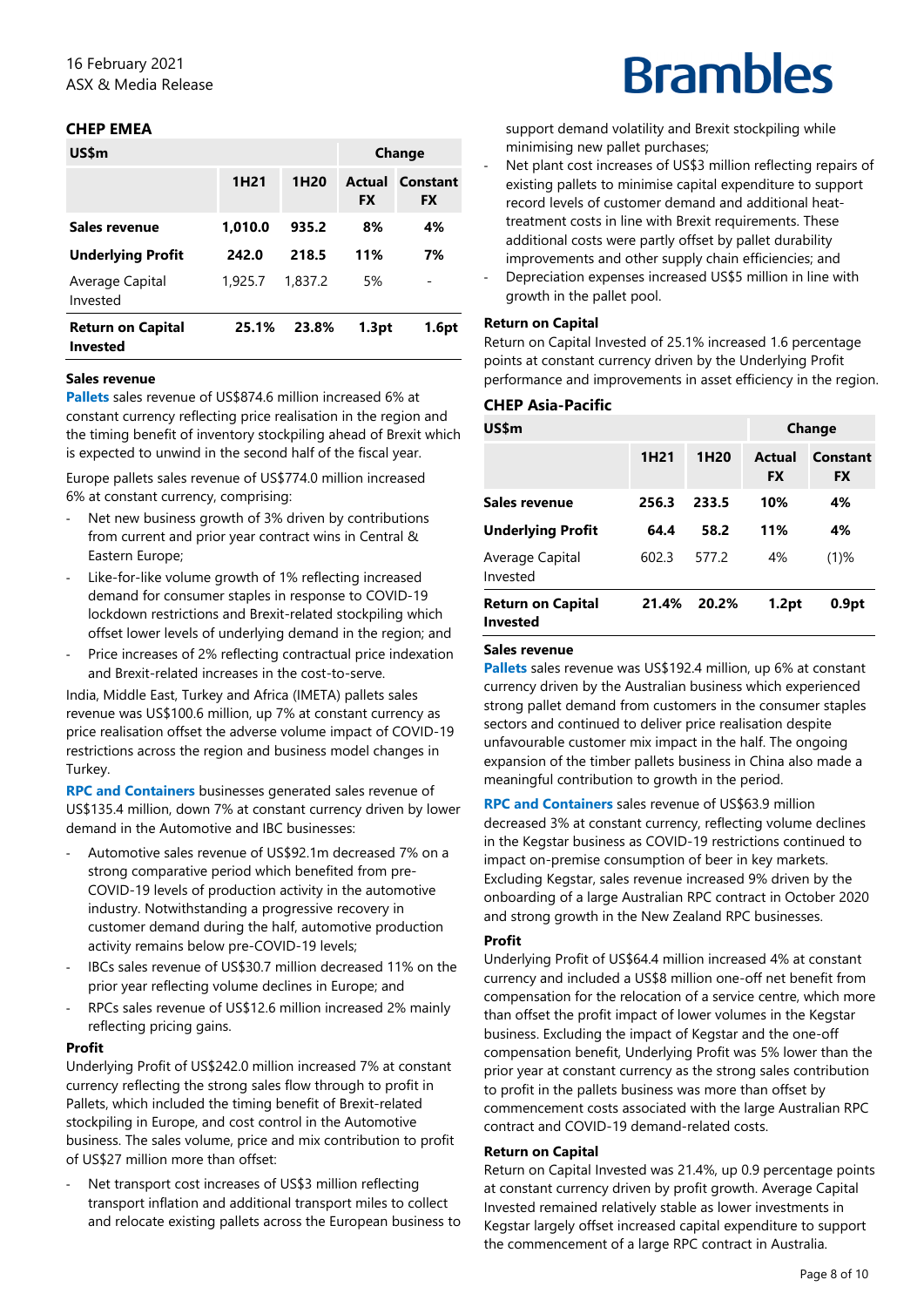## CHEP EMEA

| US$m | | | Change | |
|---|---|---|---|---|
| | **1H21** | **1H20** | **Actual FX** | **Constant FX** |
| **Sales revenue** | **1,010.0** | **935.2** | **8%** | **4%** |
| **Underlying Profit** | **242.0** | **218.5** | **11%** | **7%** |
| Average Capital Invested | 1,925.7 | 1,837.2 | 5% | - |
| **Return on Capital Invested** | **25.1%** | **23.8%** | **1.3pt** | **1.6pt** |

### Sales revenue

**Pallets** sales revenue of US$874.6 million increased 6% at constant currency reflecting price realisation in the region and the timing benefit of inventory stockpiling ahead of Brexit which is expected to unwind in the second half of the fiscal year.

Europe pallets sales revenue of US$774.0 million increased 6% at constant currency, comprising:

- Net new business growth of 3% driven by contributions from current and prior year contract wins in Central & Eastern Europe;
- Like-for-like volume growth of 1% reflecting increased demand for consumer staples in response to COVID-19 lockdown restrictions and Brexit-related stockpiling which offset lower levels of underlying demand in the region; and
- Price increases of 2% reflecting contractual price indexation and Brexit-related increases in the cost-to-serve.

India, Middle East, Turkey and Africa (IMETA) pallets sales revenue was US$100.6 million, up 7% at constant currency as price realisation offset the adverse volume impact of COVID-19 restrictions across the region and business model changes in Turkey.

**RPC and Containers** businesses generated sales revenue of US$135.4 million, down 7% at constant currency driven by lower demand in the Automotive and IBC businesses:

- Automotive sales revenue of US$92.1m decreased 7% on a strong comparative period which benefited from pre-COVID-19 levels of production activity in the automotive industry. Notwithstanding a progressive recovery in customer demand during the half, automotive production activity remains below pre-COVID-19 levels;
- IBCs sales revenue of US$30.7 million decreased 11% on the prior year reflecting volume declines in Europe; and
- RPCs sales revenue of US$12.6 million increased 2% mainly reflecting pricing gains.

### Profit

Underlying Profit of US$242.0 million increased 7% at constant currency reflecting the strong sales flow through to profit in Pallets, which included the timing benefit of Brexit-related stockpiling in Europe, and cost control in the Automotive business. The sales volume, price and mix contribution to profit of US$27 million more than offset:

- Net transport cost increases of US$3 million reflecting transport inflation and additional transport miles to collect and relocate existing pallets across the European business to support demand volatility and Brexit stockpiling while minimising new pallet purchases;
- Net plant cost increases of US$3 million reflecting repairs of existing pallets to minimise capital expenditure to support record levels of customer demand and additional heat-treatment costs in line with Brexit requirements. These additional costs were partly offset by pallet durability improvements and other supply chain efficiencies; and
- Depreciation expenses increased US$5 million in line with growth in the pallet pool.

### Return on Capital

Return on Capital Invested of 25.1% increased 1.6 percentage points at constant currency driven by the Underlying Profit performance and improvements in asset efficiency in the region.

## CHEP Asia-Pacific

| US$m | | | Change | |
|---|---|---|---|---|
| | **1H21** | **1H20** | **Actual FX** | **Constant FX** |
| **Sales revenue** | **256.3** | **233.5** | **10%** | **4%** |
| **Underlying Profit** | **64.4** | **58.2** | **11%** | **4%** |
| Average Capital Invested | 602.3 | 577.2 | 4% | (1)% |
| **Return on Capital Invested** | **21.4%** | **20.2%** | **1.2pt** | **0.9pt** |

### Sales revenue

**Pallets** sales revenue was US$192.4 million, up 6% at constant currency driven by the Australian business which experienced strong pallet demand from customers in the consumer staples sectors and continued to deliver price realisation despite unfavourable customer mix impact in the half. The ongoing expansion of the timber pallets business in China also made a meaningful contribution to growth in the period.

**RPC and Containers** sales revenue of US$63.9 million decreased 3% at constant currency, reflecting volume declines in the Kegstar business as COVID-19 restrictions continued to impact on-premise consumption of beer in key markets. Excluding Kegstar, sales revenue increased 9% driven by the onboarding of a large Australian RPC contract in October 2020 and strong growth in the New Zealand RPC businesses.

### Profit

Underlying Profit of US$64.4 million increased 4% at constant currency and included a US$8 million one-off net benefit from compensation for the relocation of a service centre, which more than offset the profit impact of lower volumes in the Kegstar business. Excluding the impact of Kegstar and the one-off compensation benefit, Underlying Profit was 5% lower than the prior year at constant currency as the strong sales contribution to profit in the pallets business was more than offset by commencement costs associated with the large Australian RPC contract and COVID-19 demand-related costs.

### Return on Capital

Return on Capital Invested was 21.4%, up 0.9 percentage points at constant currency driven by profit growth. Average Capital Invested remained relatively stable as lower investments in Kegstar largely offset increased capital expenditure to support the commencement of a large RPC contract in Australia.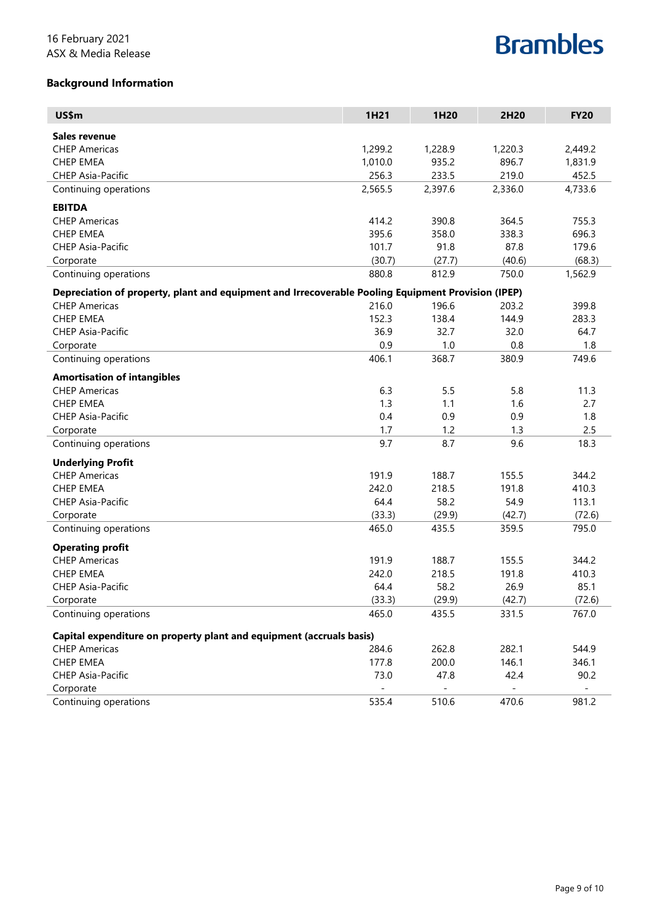16 February 2021
ASX & Media Release

## Background Information

| US$m | 1H21 | 1H20 | 2H20 | FY20 |
|---|---|---|---|---|
| **Sales revenue** | | | | |
| CHEP Americas | 1,299.2 | 1,228.9 | 1,220.3 | 2,449.2 |
| CHEP EMEA | 1,010.0 | 935.2 | 896.7 | 1,831.9 |
| CHEP Asia-Pacific | 256.3 | 233.5 | 219.0 | 452.5 |
| Continuing operations | 2,565.5 | 2,397.6 | 2,336.0 | 4,733.6 |
| **EBITDA** | | | | |
| CHEP Americas | 414.2 | 390.8 | 364.5 | 755.3 |
| CHEP EMEA | 395.6 | 358.0 | 338.3 | 696.3 |
| CHEP Asia-Pacific | 101.7 | 91.8 | 87.8 | 179.6 |
| Corporate | (30.7) | (27.7) | (40.6) | (68.3) |
| Continuing operations | 880.8 | 812.9 | 750.0 | 1,562.9 |
| **Depreciation of property, plant and equipment and Irrecoverable Pooling Equipment Provision (IPEP)** | | | | |
| CHEP Americas | 216.0 | 196.6 | 203.2 | 399.8 |
| CHEP EMEA | 152.3 | 138.4 | 144.9 | 283.3 |
| CHEP Asia-Pacific | 36.9 | 32.7 | 32.0 | 64.7 |
| Corporate | 0.9 | 1.0 | 0.8 | 1.8 |
| Continuing operations | 406.1 | 368.7 | 380.9 | 749.6 |
| **Amortisation of intangibles** | | | | |
| CHEP Americas | 6.3 | 5.5 | 5.8 | 11.3 |
| CHEP EMEA | 1.3 | 1.1 | 1.6 | 2.7 |
| CHEP Asia-Pacific | 0.4 | 0.9 | 0.9 | 1.8 |
| Corporate | 1.7 | 1.2 | 1.3 | 2.5 |
| Continuing operations | 9.7 | 8.7 | 9.6 | 18.3 |
| **Underlying Profit** | | | | |
| CHEP Americas | 191.9 | 188.7 | 155.5 | 344.2 |
| CHEP EMEA | 242.0 | 218.5 | 191.8 | 410.3 |
| CHEP Asia-Pacific | 64.4 | 58.2 | 54.9 | 113.1 |
| Corporate | (33.3) | (29.9) | (42.7) | (72.6) |
| Continuing operations | 465.0 | 435.5 | 359.5 | 795.0 |
| **Operating profit** | | | | |
| CHEP Americas | 191.9 | 188.7 | 155.5 | 344.2 |
| CHEP EMEA | 242.0 | 218.5 | 191.8 | 410.3 |
| CHEP Asia-Pacific | 64.4 | 58.2 | 26.9 | 85.1 |
| Corporate | (33.3) | (29.9) | (42.7) | (72.6) |
| Continuing operations | 465.0 | 435.5 | 331.5 | 767.0 |
| **Capital expenditure on property plant and equipment (accruals basis)** | | | | |
| CHEP Americas | 284.6 | 262.8 | 282.1 | 544.9 |
| CHEP EMEA | 177.8 | 200.0 | 146.1 | 346.1 |
| CHEP Asia-Pacific | 73.0 | 47.8 | 42.4 | 90.2 |
| Corporate | - | - | - | - |
| Continuing operations | 535.4 | 510.6 | 470.6 | 981.2 |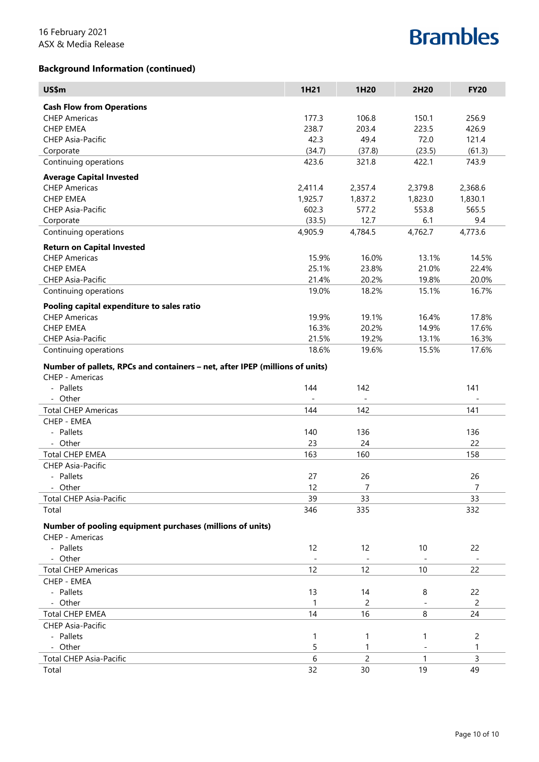16 February 2021
ASX & Media Release

## Background Information (continued)

| US$m | 1H21 | 1H20 | 2H20 | FY20 |
|---|---|---|---|---|
| **Cash Flow from Operations** | | | | |
| CHEP Americas | 177.3 | 106.8 | 150.1 | 256.9 |
| CHEP EMEA | 238.7 | 203.4 | 223.5 | 426.9 |
| CHEP Asia-Pacific | 42.3 | 49.4 | 72.0 | 121.4 |
| Corporate | (34.7) | (37.8) | (23.5) | (61.3) |
| Continuing operations | 423.6 | 321.8 | 422.1 | 743.9 |
| **Average Capital Invested** | | | | |
| CHEP Americas | 2,411.4 | 2,357.4 | 2,379.8 | 2,368.6 |
| CHEP EMEA | 1,925.7 | 1,837.2 | 1,823.0 | 1,830.1 |
| CHEP Asia-Pacific | 602.3 | 577.2 | 553.8 | 565.5 |
| Corporate | (33.5) | 12.7 | 6.1 | 9.4 |
| Continuing operations | 4,905.9 | 4,784.5 | 4,762.7 | 4,773.6 |
| **Return on Capital Invested** | | | | |
| CHEP Americas | 15.9% | 16.0% | 13.1% | 14.5% |
| CHEP EMEA | 25.1% | 23.8% | 21.0% | 22.4% |
| CHEP Asia-Pacific | 21.4% | 20.2% | 19.8% | 20.0% |
| Continuing operations | 19.0% | 18.2% | 15.1% | 16.7% |
| **Pooling capital expenditure to sales ratio** | | | | |
| CHEP Americas | 19.9% | 19.1% | 16.4% | 17.8% |
| CHEP EMEA | 16.3% | 20.2% | 14.9% | 17.6% |
| CHEP Asia-Pacific | 21.5% | 19.2% | 13.1% | 16.3% |
| Continuing operations | 18.6% | 19.6% | 15.5% | 17.6% |
| **Number of pallets, RPCs and containers – net, after IPEP (millions of units)** | | | | |
| CHEP - Americas | | | | |
| - Pallets | 144 | 142 | | 141 |
| - Other | - | - | | - |
| Total CHEP Americas | 144 | 142 | | 141 |
| CHEP - EMEA | | | | |
| - Pallets | 140 | 136 | | 136 |
| - Other | 23 | 24 | | 22 |
| Total CHEP EMEA | 163 | 160 | | 158 |
| CHEP Asia-Pacific | | | | |
| - Pallets | 27 | 26 | | 26 |
| - Other | 12 | 7 | | 7 |
| Total CHEP Asia-Pacific | 39 | 33 | | 33 |
| Total | 346 | 335 | | 332 |
| **Number of pooling equipment purchases (millions of units)** | | | | |
| CHEP - Americas | | | | |
| - Pallets | 12 | 12 | 10 | 22 |
| - Other | - | - | - | - |
| Total CHEP Americas | 12 | 12 | 10 | 22 |
| CHEP - EMEA | | | | |
| - Pallets | 13 | 14 | 8 | 22 |
| - Other | 1 | 2 | - | 2 |
| Total CHEP EMEA | 14 | 16 | 8 | 24 |
| CHEP Asia-Pacific | | | | |
| - Pallets | 1 | 1 | 1 | 2 |
| - Other | 5 | 1 | - | 1 |
| Total CHEP Asia-Pacific | 6 | 2 | 1 | 3 |
| Total | 32 | 30 | 19 | 49 |